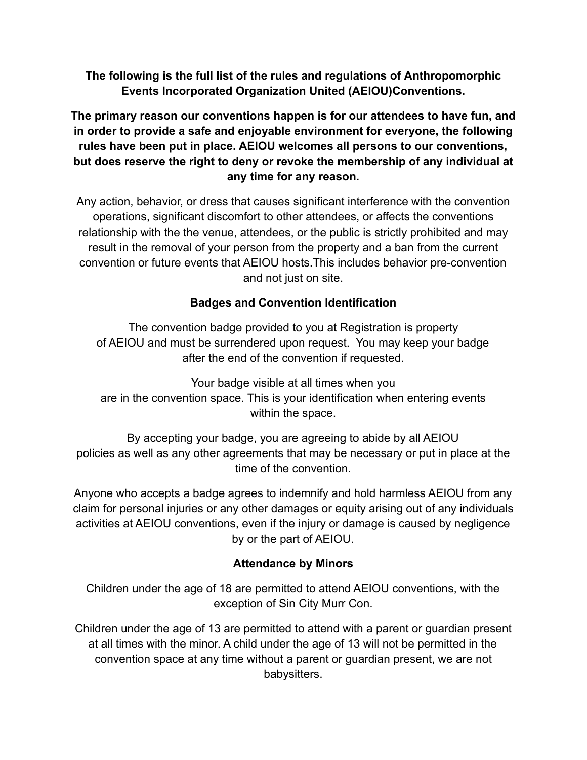**The following is the full list of the rules and regulations of Anthropomorphic Events Incorporated Organization United (AEIOU)Conventions.**

**The primary reason our conventions happen is for our attendees to have fun, and in order to provide a safe and enjoyable environment for everyone, the following rules have been put in place. AEIOU welcomes all persons to our conventions, but does reserve the right to deny or revoke the membership of any individual at any time for any reason.**

Any action, behavior, or dress that causes significant interference with the convention operations, significant discomfort to other attendees, or affects the conventions relationship with the the venue, attendees, or the public is strictly prohibited and may result in the removal of your person from the property and a ban from the current convention or future events that AEIOU hosts.This includes behavior pre-convention and not just on site.

## Badges and Convention Identification

The convention badge provided to you at Registration is property of AEIOU and must be surrendered upon request. You may keep your badge after the end of the convention if requested.

Your badge visible at all times when you are in the convention space. This is your identification when entering events within the space.

By accepting your badge, you are agreeing to abide by all AEIOU policies as well as any other agreements that may be necessary or put in place at the time of the convention.

Anyone who accepts a badge agrees to indemnify and hold harmless AEIOU from any claim for personal injuries or any other damages or equity arising out of any individuals activities at AEIOU conventions, even if the injury or damage is caused by negligence by or the part of AEIOU.

## Attendance by Minors

Children under the age of 18 are permitted to attend AEIOU conventions, with the exception of Sin City Murr Con.

Children under the age of 13 are permitted to attend with a parent or guardian present at all times with the minor. A child under the age of 13 will not be permitted in the convention space at any time without a parent or guardian present, we are not babysitters.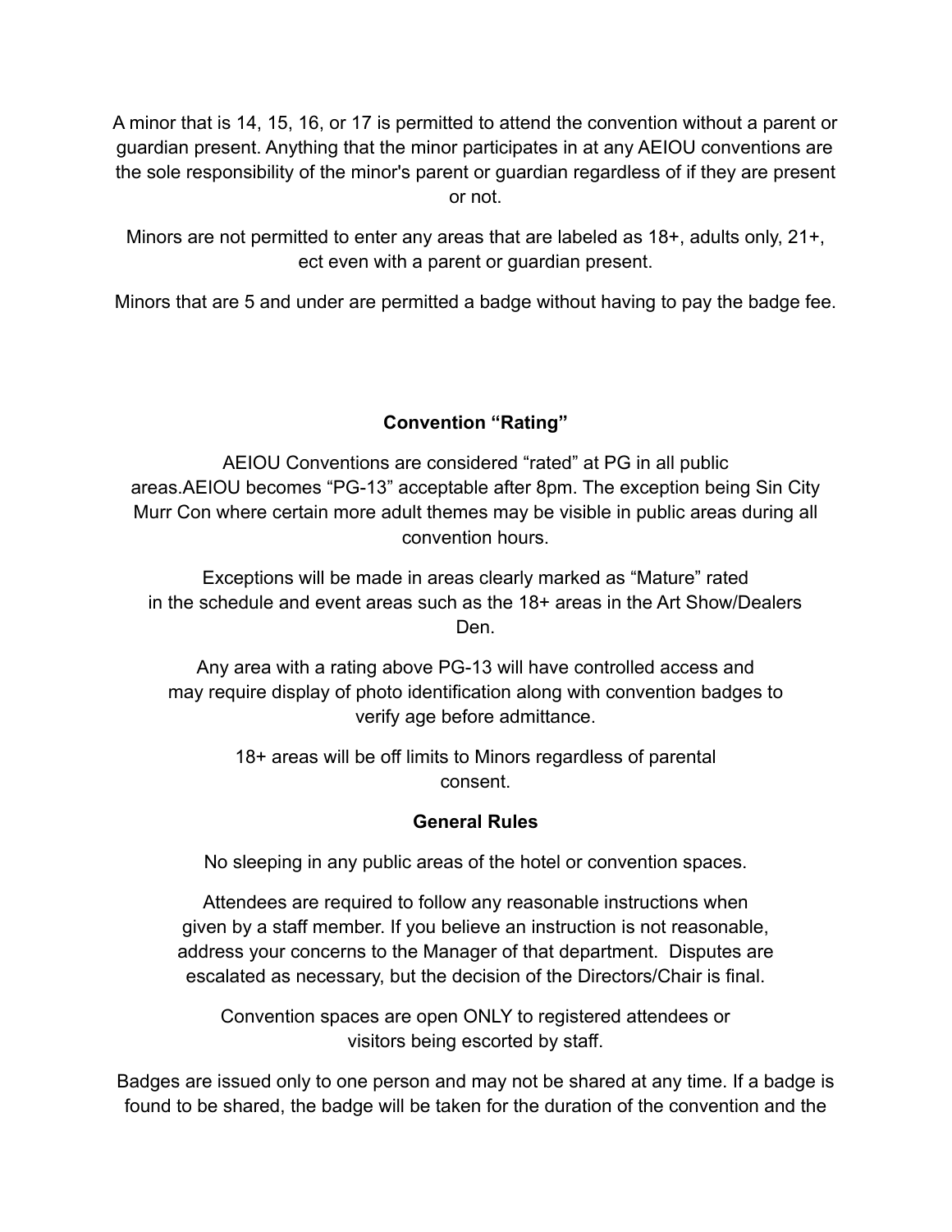A minor that is 14, 15, 16, or 17 is permitted to attend the convention without a parent or guardian present. Anything that the minor participates in at any AEIOU conventions are the sole responsibility of the minor's parent or guardian regardless of if they are present or not.

Minors are not permitted to enter any areas that are labeled as 18+, adults only, 21+, ect even with a parent or guardian present.

Minors that are 5 and under are permitted a badge without having to pay the badge fee.

**Convention "Rating"**

AEIOU Conventions are considered "rated" at PG in all public areas.AEIOU becomes "PG-13" acceptable after 8pm. The exception being Sin City Murr Con where certain more adult themes may be visible in public areas during all convention hours.

Exceptions will be made in areas clearly marked as "Mature" rated in the schedule and event areas such as the 18+ areas in the Art Show/Dealers Den.

Any area with a rating above PG-13 will have controlled access and may require display of photo identification along with convention badges to verify age before admittance.

18+ areas will be off limits to Minors regardless of parental consent.

**General Rules**

No sleeping in any public areas of the hotel or convention spaces.

Attendees are required to follow any reasonable instructions when given by a staff member. If you believe an instruction is not reasonable, address your concerns to the Manager of that department. Disputes are escalated as necessary, but the decision of the Directors/Chair is final.

Convention spaces are open ONLY to registered attendees or visitors being escorted by staff.

Badges are issued only to one person and may not be shared at any time. If a badge is found to be shared, the badge will be taken for the duration of the convention and the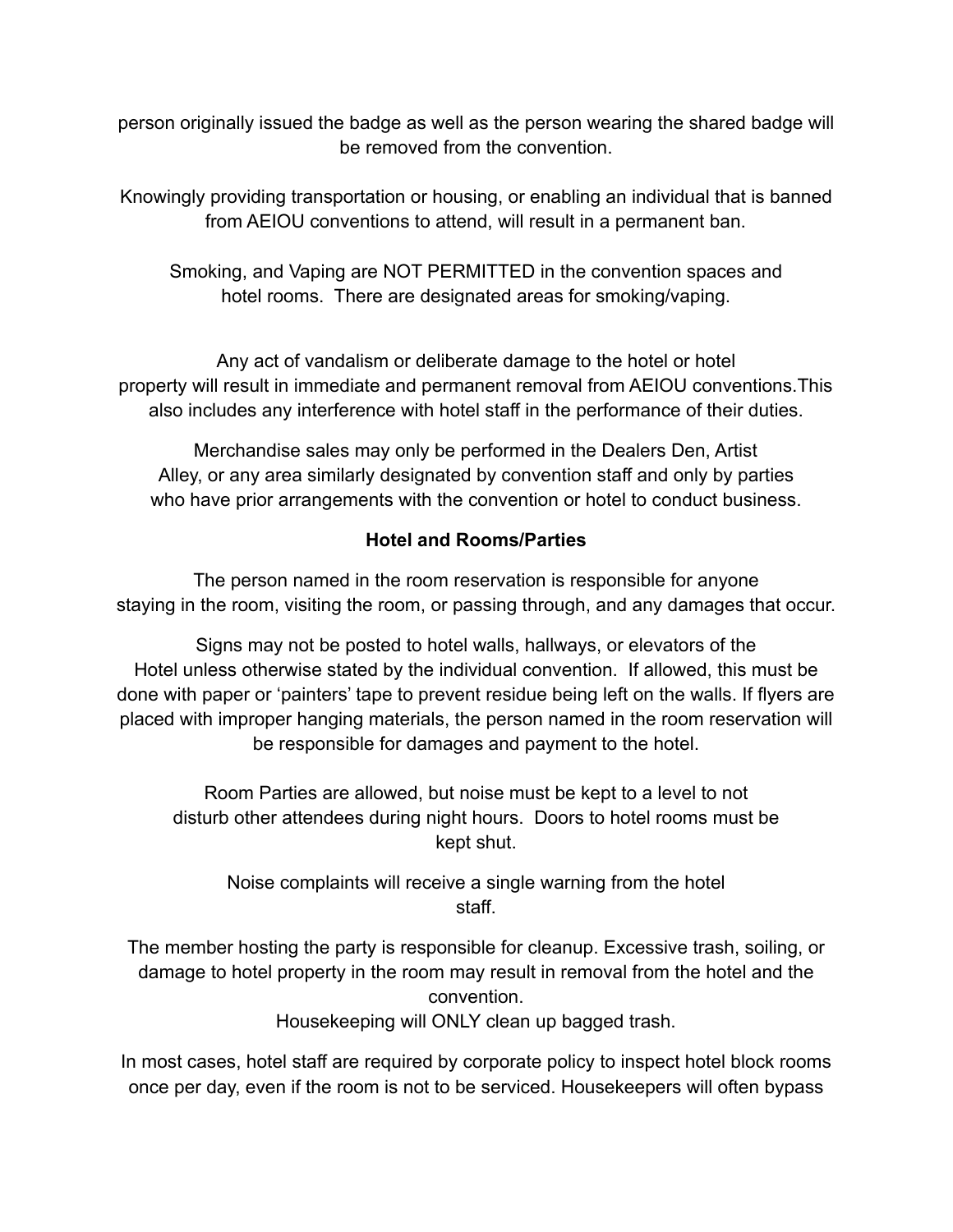person originally issued the badge as well as the person wearing the shared badge will be removed from the convention.

Knowingly providing transportation or housing, or enabling an individual that is banned from AEIOU conventions to attend, will result in a permanent ban.

Smoking, and Vaping are NOT PERMITTED in the convention spaces and hotel rooms. There are designated areas for smoking/vaping.

Any act of vandalism or deliberate damage to the hotel or hotel property will result in immediate and permanent removal from AEIOU conventions.This also includes any interference with hotel staff in the performance of their duties.

Merchandise sales may only be performed in the Dealers Den, Artist Alley, or any area similarly designated by convention staff and only by parties who have prior arrangements with the convention or hotel to conduct business.

**Hotel and Rooms/Parties**

The person named in the room reservation is responsible for anyone staying in the room, visiting the room, or passing through, and any damages that occur.

Signs may not be posted to hotel walls, hallways, or elevators of the Hotel unless otherwise stated by the individual convention. If allowed, this must be done with paper or 'painters' tape to prevent residue being left on the walls. If flyers are placed with improper hanging materials, the person named in the room reservation will be responsible for damages and payment to the hotel.

Room Parties are allowed, but noise must be kept to a level to not disturb other attendees during night hours. Doors to hotel rooms must be kept shut.

Noise complaints will receive a single warning from the hotel staff.

The member hosting the party is responsible for cleanup. Excessive trash, soiling, or damage to hotel property in the room may result in removal from the hotel and the convention.
Housekeeping will ONLY clean up bagged trash.

In most cases, hotel staff are required by corporate policy to inspect hotel block rooms once per day, even if the room is not to be serviced. Housekeepers will often bypass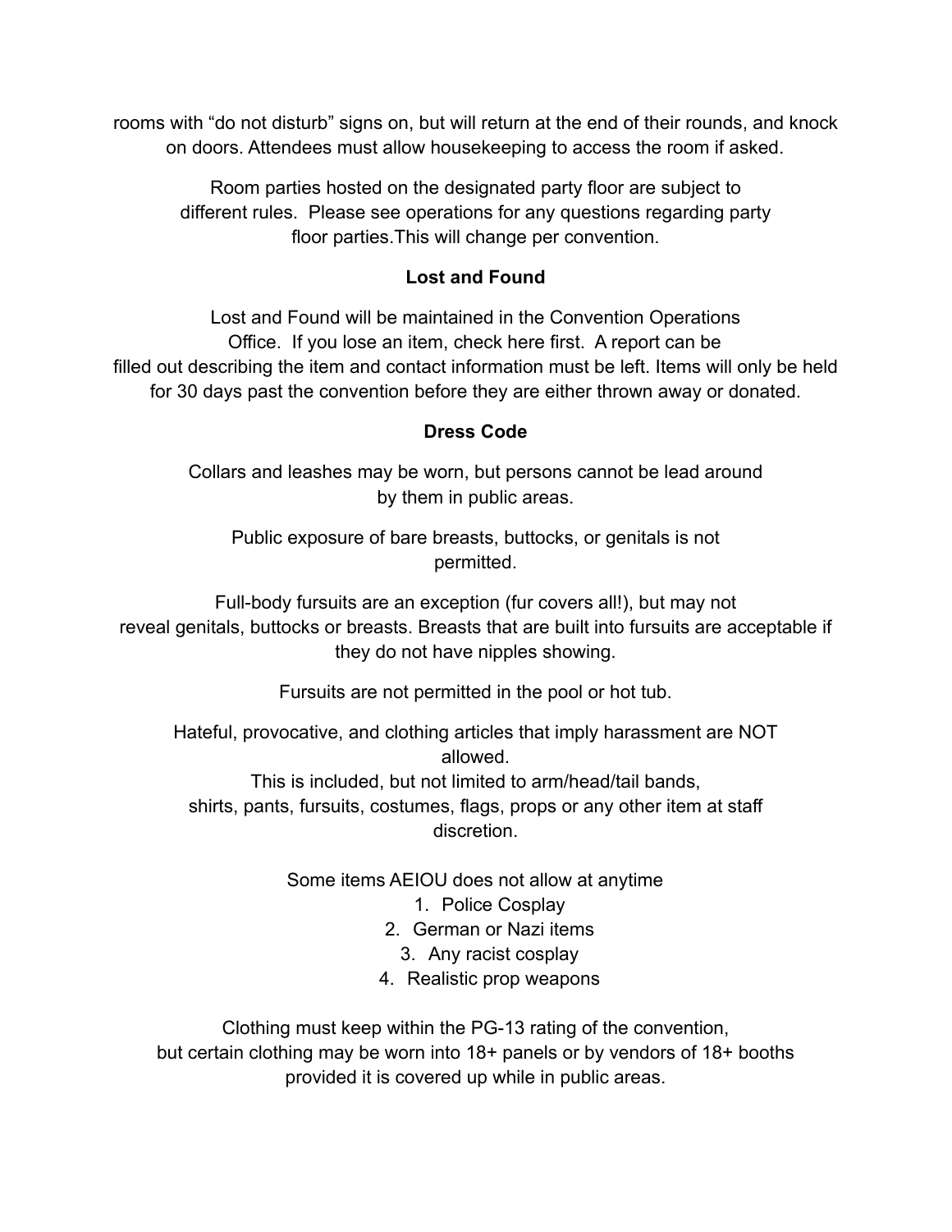rooms with "do not disturb" signs on, but will return at the end of their rounds, and knock on doors. Attendees must allow housekeeping to access the room if asked.

Room parties hosted on the designated party floor are subject to different rules. Please see operations for any questions regarding party floor parties.This will change per convention.

## Lost and Found

Lost and Found will be maintained in the Convention Operations Office. If you lose an item, check here first. A report can be filled out describing the item and contact information must be left. Items will only be held for 30 days past the convention before they are either thrown away or donated.

## Dress Code

Collars and leashes may be worn, but persons cannot be lead around by them in public areas.

Public exposure of bare breasts, buttocks, or genitals is not permitted.

Full-body fursuits are an exception (fur covers all!), but may not reveal genitals, buttocks or breasts. Breasts that are built into fursuits are acceptable if they do not have nipples showing.

Fursuits are not permitted in the pool or hot tub.

Hateful, provocative, and clothing articles that imply harassment are NOT allowed.
This is included, but not limited to arm/head/tail bands, shirts, pants, fursuits, costumes, flags, props or any other item at staff discretion.

Some items AEIOU does not allow at anytime

1. Police Cosplay
2. German or Nazi items
3. Any racist cosplay
4. Realistic prop weapons

Clothing must keep within the PG-13 rating of the convention, but certain clothing may be worn into 18+ panels or by vendors of 18+ booths provided it is covered up while in public areas.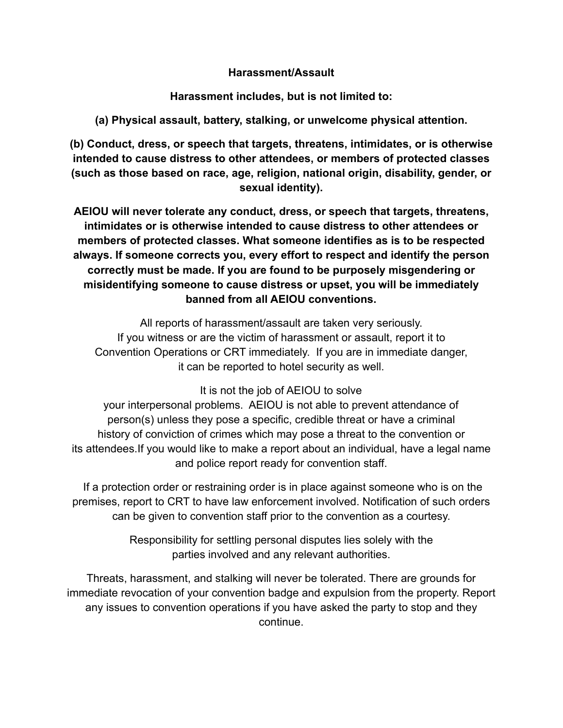## Harassment/Assault

**Harassment includes, but is not limited to:**

**(a) Physical assault, battery, stalking, or unwelcome physical attention.**

**(b) Conduct, dress, or speech that targets, threatens, intimidates, or is otherwise intended to cause distress to other attendees, or members of protected classes (such as those based on race, age, religion, national origin, disability, gender, or sexual identity).**

**AEIOU will never tolerate any conduct, dress, or speech that targets, threatens, intimidates or is otherwise intended to cause distress to other attendees or members of protected classes. What someone identifies as is to be respected always. If someone corrects you, every effort to respect and identify the person correctly must be made. If you are found to be purposely misgendering or misidentifying someone to cause distress or upset, you will be immediately banned from all AEIOU conventions.**

All reports of harassment/assault are taken very seriously. If you witness or are the victim of harassment or assault, report it to Convention Operations or CRT immediately. If you are in immediate danger, it can be reported to hotel security as well.

It is not the job of AEIOU to solve your interpersonal problems. AEIOU is not able to prevent attendance of person(s) unless they pose a specific, credible threat or have a criminal history of conviction of crimes which may pose a threat to the convention or its attendees.If you would like to make a report about an individual, have a legal name and police report ready for convention staff.

If a protection order or restraining order is in place against someone who is on the premises, report to CRT to have law enforcement involved. Notification of such orders can be given to convention staff prior to the convention as a courtesy.

Responsibility for settling personal disputes lies solely with the parties involved and any relevant authorities.

Threats, harassment, and stalking will never be tolerated. There are grounds for immediate revocation of your convention badge and expulsion from the property. Report any issues to convention operations if you have asked the party to stop and they continue.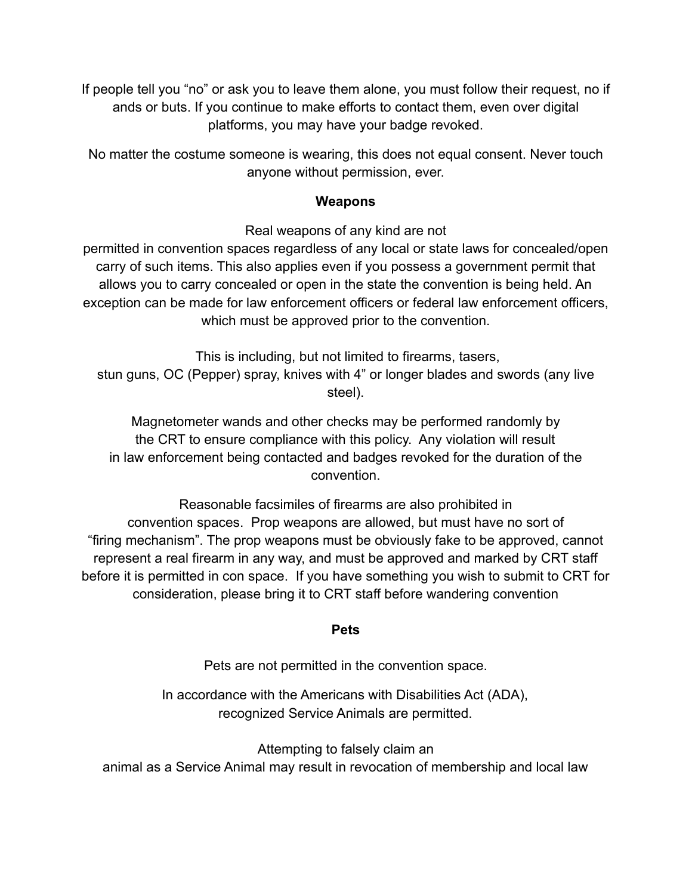If people tell you "no" or ask you to leave them alone, you must follow their request, no if ands or buts. If you continue to make efforts to contact them, even over digital platforms, you may have your badge revoked.

No matter the costume someone is wearing, this does not equal consent. Never touch anyone without permission, ever.

**Weapons**

Real weapons of any kind are not permitted in convention spaces regardless of any local or state laws for concealed/open carry of such items. This also applies even if you possess a government permit that allows you to carry concealed or open in the state the convention is being held. An exception can be made for law enforcement officers or federal law enforcement officers, which must be approved prior to the convention.

This is including, but not limited to firearms, tasers, stun guns, OC (Pepper) spray, knives with 4" or longer blades and swords (any live steel).

Magnetometer wands and other checks may be performed randomly by the CRT to ensure compliance with this policy. Any violation will result in law enforcement being contacted and badges revoked for the duration of the convention.

Reasonable facsimiles of firearms are also prohibited in convention spaces. Prop weapons are allowed, but must have no sort of "firing mechanism". The prop weapons must be obviously fake to be approved, cannot represent a real firearm in any way, and must be approved and marked by CRT staff before it is permitted in con space. If you have something you wish to submit to CRT for consideration, please bring it to CRT staff before wandering convention

**Pets**

Pets are not permitted in the convention space.

In accordance with the Americans with Disabilities Act (ADA), recognized Service Animals are permitted.

Attempting to falsely claim an animal as a Service Animal may result in revocation of membership and local law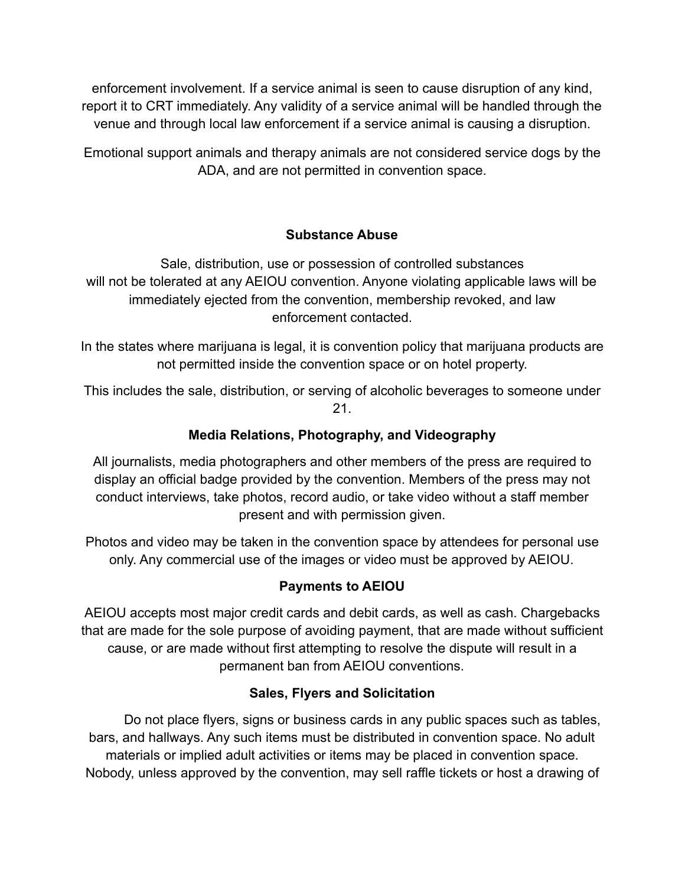enforcement involvement. If a service animal is seen to cause disruption of any kind, report it to CRT immediately. Any validity of a service animal will be handled through the venue and through local law enforcement if a service animal is causing a disruption.

Emotional support animals and therapy animals are not considered service dogs by the ADA, and are not permitted in convention space.

## Substance Abuse

Sale, distribution, use or possession of controlled substances will not be tolerated at any AEIOU convention. Anyone violating applicable laws will be immediately ejected from the convention, membership revoked, and law enforcement contacted.

In the states where marijuana is legal, it is convention policy that marijuana products are not permitted inside the convention space or on hotel property.

This includes the sale, distribution, or serving of alcoholic beverages to someone under 21.

## Media Relations, Photography, and Videography

All journalists, media photographers and other members of the press are required to display an official badge provided by the convention. Members of the press may not conduct interviews, take photos, record audio, or take video without a staff member present and with permission given.

Photos and video may be taken in the convention space by attendees for personal use only. Any commercial use of the images or video must be approved by AEIOU.

## Payments to AEIOU

AEIOU accepts most major credit cards and debit cards, as well as cash. Chargebacks that are made for the sole purpose of avoiding payment, that are made without sufficient cause, or are made without first attempting to resolve the dispute will result in a permanent ban from AEIOU conventions.

## Sales, Flyers and Solicitation

Do not place flyers, signs or business cards in any public spaces such as tables, bars, and hallways. Any such items must be distributed in convention space. No adult materials or implied adult activities or items may be placed in convention space. Nobody, unless approved by the convention, may sell raffle tickets or host a drawing of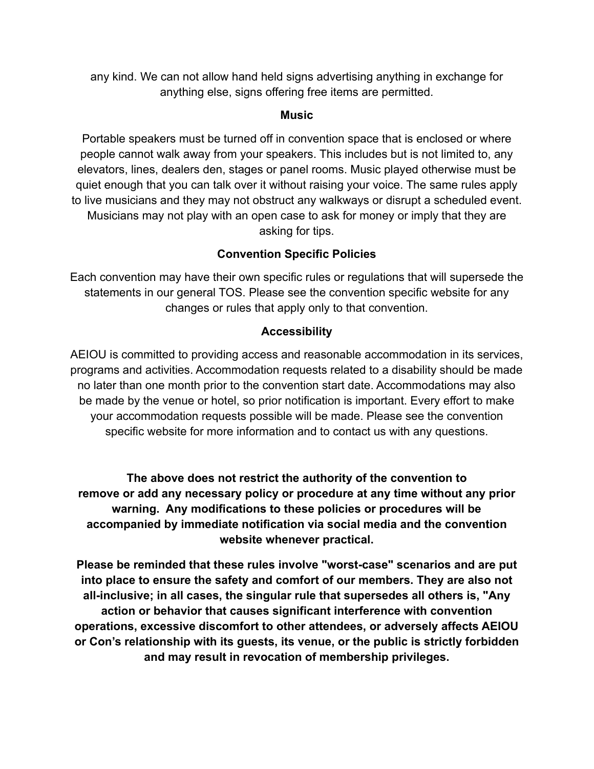any kind. We can not allow hand held signs advertising anything in exchange for anything else, signs offering free items are permitted.

### Music

Portable speakers must be turned off in convention space that is enclosed or where people cannot walk away from your speakers. This includes but is not limited to, any elevators, lines, dealers den, stages or panel rooms. Music played otherwise must be quiet enough that you can talk over it without raising your voice. The same rules apply to live musicians and they may not obstruct any walkways or disrupt a scheduled event. Musicians may not play with an open case to ask for money or imply that they are asking for tips.

### Convention Specific Policies

Each convention may have their own specific rules or regulations that will supersede the statements in our general TOS. Please see the convention specific website for any changes or rules that apply only to that convention.

### Accessibility

AEIOU is committed to providing access and reasonable accommodation in its services, programs and activities. Accommodation requests related to a disability should be made no later than one month prior to the convention start date. Accommodations may also be made by the venue or hotel, so prior notification is important. Every effort to make your accommodation requests possible will be made. Please see the convention specific website for more information and to contact us with any questions.

**The above does not restrict the authority of the convention to remove or add any necessary policy or procedure at any time without any prior warning. Any modifications to these policies or procedures will be accompanied by immediate notification via social media and the convention website whenever practical.**

**Please be reminded that these rules involve "worst-case" scenarios and are put into place to ensure the safety and comfort of our members. They are also not all-inclusive; in all cases, the singular rule that supersedes all others is, "Any action or behavior that causes significant interference with convention operations, excessive discomfort to other attendees, or adversely affects AEIOU or Con's relationship with its guests, its venue, or the public is strictly forbidden and may result in revocation of membership privileges.**